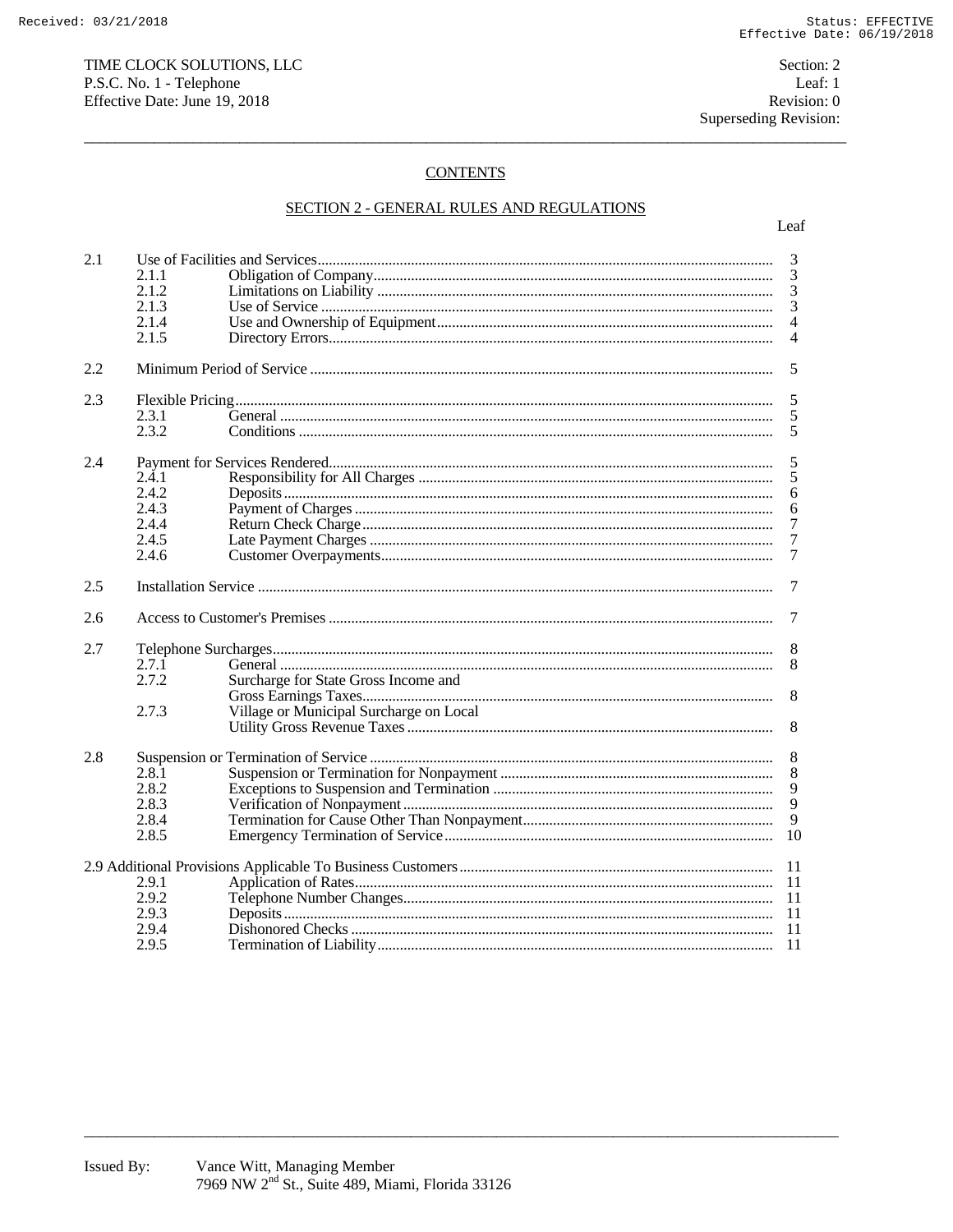TIME CLOCK SOLUTIONS, LLC
P.S.C. No. 1 - Telephone
Effective Date: June 19, 2018

Section: 2
Leaf: 1
Revision: 0
Superseding Revision:

## CONTENTS

## SECTION 2 - GENERAL RULES AND REGULATIONS

| | | | Leaf |
|---|---|---|---|
| 2.1 | Use of Facilities and Services | | 3 |
| | 2.1.1 | Obligation of Company | 3 |
| | 2.1.2 | Limitations on Liability | 3 |
| | 2.1.3 | Use of Service | 3 |
| | 2.1.4 | Use and Ownership of Equipment | 4 |
| | 2.1.5 | Directory Errors | 4 |
| 2.2 | Minimum Period of Service | | 5 |
| 2.3 | Flexible Pricing | | 5 |
| | 2.3.1 | General | 5 |
| | 2.3.2 | Conditions | 5 |
| 2.4 | Payment for Services Rendered | | 5 |
| | 2.4.1 | Responsibility for All Charges | 5 |
| | 2.4.2 | Deposits | 6 |
| | 2.4.3 | Payment of Charges | 6 |
| | 2.4.4 | Return Check Charge | 7 |
| | 2.4.5 | Late Payment Charges | 7 |
| | 2.4.6 | Customer Overpayments | 7 |
| 2.5 | Installation Service | | 7 |
| 2.6 | Access to Customer's Premises | | 7 |
| 2.7 | Telephone Surcharges | | 8 |
| | 2.7.1 | General | 8 |
| | 2.7.2 | Surcharge for State Gross Income and Gross Earnings Taxes | 8 |
| | 2.7.3 | Village or Municipal Surcharge on Local Utility Gross Revenue Taxes | 8 |
| 2.8 | Suspension or Termination of Service | | 8 |
| | 2.8.1 | Suspension or Termination for Nonpayment | 8 |
| | 2.8.2 | Exceptions to Suspension and Termination | 9 |
| | 2.8.3 | Verification of Nonpayment | 9 |
| | 2.8.4 | Termination for Cause Other Than Nonpayment | 9 |
| | 2.8.5 | Emergency Termination of Service | 10 |
| 2.9 | Additional Provisions Applicable To Business Customers | | 11 |
| | 2.9.1 | Application of Rates | 11 |
| | 2.9.2 | Telephone Number Changes | 11 |
| | 2.9.3 | Deposits | 11 |
| | 2.9.4 | Dishonored Checks | 11 |
| | 2.9.5 | Termination of Liability | 11 |

Issued By: Vance Witt, Managing Member
7969 NW 2nd St., Suite 489, Miami, Florida 33126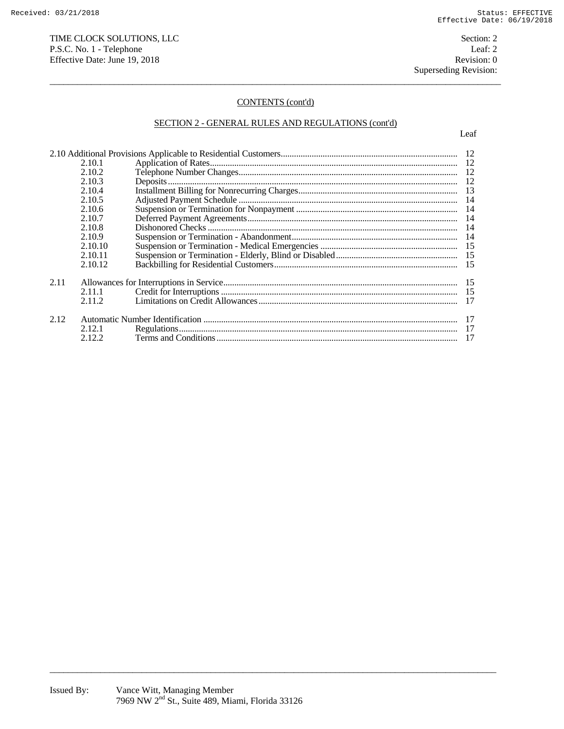TIME CLOCK SOLUTIONS, LLC
P.S.C. No. 1 - Telephone
Effective Date: June 19, 2018

Section: 2
Leaf: 2
Revision: 0
Superseding Revision:

## CONTENTS (cont'd)

## SECTION 2 - GENERAL RULES AND REGULATIONS (cont'd)

| | | | Leaf |
|---|---|---|---|
| 2.10 Additional Provisions Applicable to Residential Customers | | | 12 |
| | 2.10.1 | Application of Rates | 12 |
| | 2.10.2 | Telephone Number Changes | 12 |
| | 2.10.3 | Deposits | 12 |
| | 2.10.4 | Installment Billing for Nonrecurring Charges | 13 |
| | 2.10.5 | Adjusted Payment Schedule | 14 |
| | 2.10.6 | Suspension or Termination for Nonpayment | 14 |
| | 2.10.7 | Deferred Payment Agreements | 14 |
| | 2.10.8 | Dishonored Checks | 14 |
| | 2.10.9 | Suspension or Termination - Abandonment | 14 |
| | 2.10.10 | Suspension or Termination - Medical Emergencies | 15 |
| | 2.10.11 | Suspension or Termination - Elderly, Blind or Disabled | 15 |
| | 2.10.12 | Backbilling for Residential Customers | 15 |
| 2.11 | Allowances for Interruptions in Service | | 15 |
| | 2.11.1 | Credit for Interruptions | 15 |
| | 2.11.2 | Limitations on Credit Allowances | 17 |
| 2.12 | Automatic Number Identification | | 17 |
| | 2.12.1 | Regulations | 17 |
| | 2.12.2 | Terms and Conditions | 17 |

Issued By: Vance Witt, Managing Member
7969 NW 2nd St., Suite 489, Miami, Florida 33126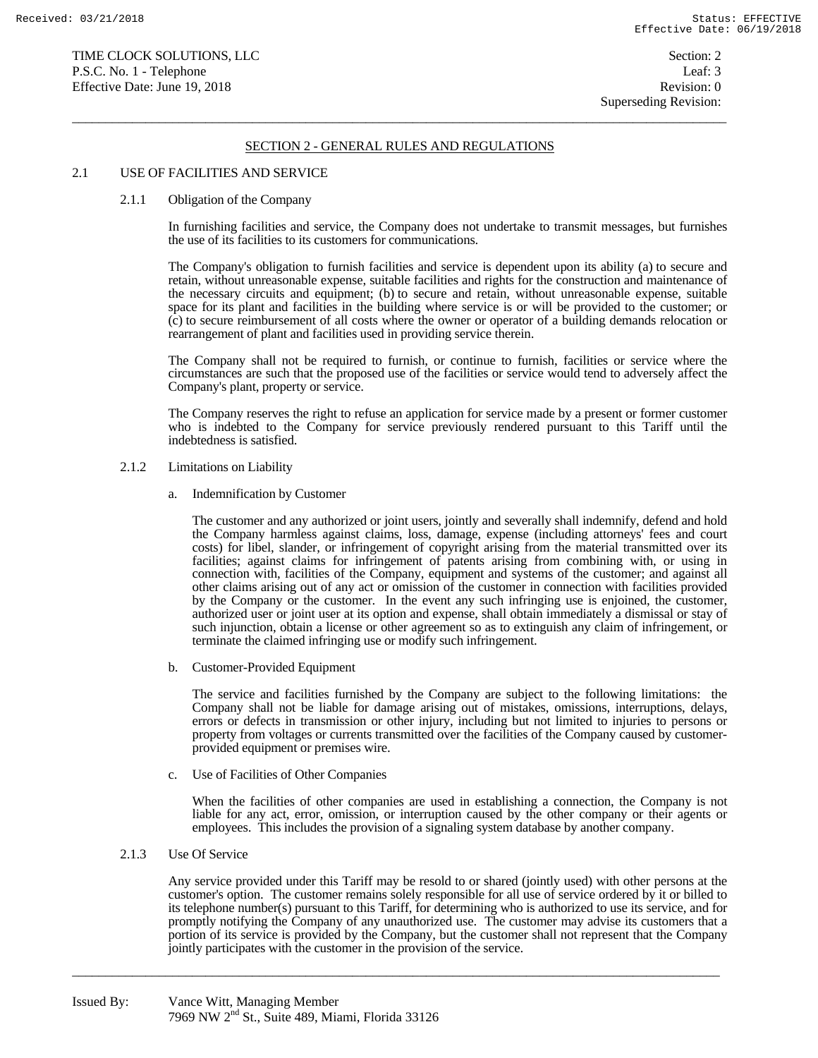## SECTION 2 - GENERAL RULES AND REGULATIONS

### 2.1 USE OF FACILITIES AND SERVICE

#### 2.1.1 Obligation of the Company

In furnishing facilities and service, the Company does not undertake to transmit messages, but furnishes the use of its facilities to its customers for communications.

The Company's obligation to furnish facilities and service is dependent upon its ability (a) to secure and retain, without unreasonable expense, suitable facilities and rights for the construction and maintenance of the necessary circuits and equipment; (b) to secure and retain, without unreasonable expense, suitable space for its plant and facilities in the building where service is or will be provided to the customer; or (c) to secure reimbursement of all costs where the owner or operator of a building demands relocation or rearrangement of plant and facilities used in providing service therein.

The Company shall not be required to furnish, or continue to furnish, facilities or service where the circumstances are such that the proposed use of the facilities or service would tend to adversely affect the Company's plant, property or service.

The Company reserves the right to refuse an application for service made by a present or former customer who is indebted to the Company for service previously rendered pursuant to this Tariff until the indebtedness is satisfied.

#### 2.1.2 Limitations on Liability

a. Indemnification by Customer

The customer and any authorized or joint users, jointly and severally shall indemnify, defend and hold the Company harmless against claims, loss, damage, expense (including attorneys' fees and court costs) for libel, slander, or infringement of copyright arising from the material transmitted over its facilities; against claims for infringement of patents arising from combining with, or using in connection with, facilities of the Company, equipment and systems of the customer; and against all other claims arising out of any act or omission of the customer in connection with facilities provided by the Company or the customer. In the event any such infringing use is enjoined, the customer, authorized user or joint user at its option and expense, shall obtain immediately a dismissal or stay of such injunction, obtain a license or other agreement so as to extinguish any claim of infringement, or terminate the claimed infringing use or modify such infringement.

b. Customer-Provided Equipment

The service and facilities furnished by the Company are subject to the following limitations: the Company shall not be liable for damage arising out of mistakes, omissions, interruptions, delays, errors or defects in transmission or other injury, including but not limited to injuries to persons or property from voltages or currents transmitted over the facilities of the Company caused by customer-provided equipment or premises wire.

c. Use of Facilities of Other Companies

When the facilities of other companies are used in establishing a connection, the Company is not liable for any act, error, omission, or interruption caused by the other company or their agents or employees. This includes the provision of a signaling system database by another company.

#### 2.1.3 Use Of Service

Any service provided under this Tariff may be resold to or shared (jointly used) with other persons at the customer's option. The customer remains solely responsible for all use of service ordered by it or billed to its telephone number(s) pursuant to this Tariff, for determining who is authorized to use its service, and for promptly notifying the Company of any unauthorized use. The customer may advise its customers that a portion of its service is provided by the Company, but the customer shall not represent that the Company jointly participates with the customer in the provision of the service.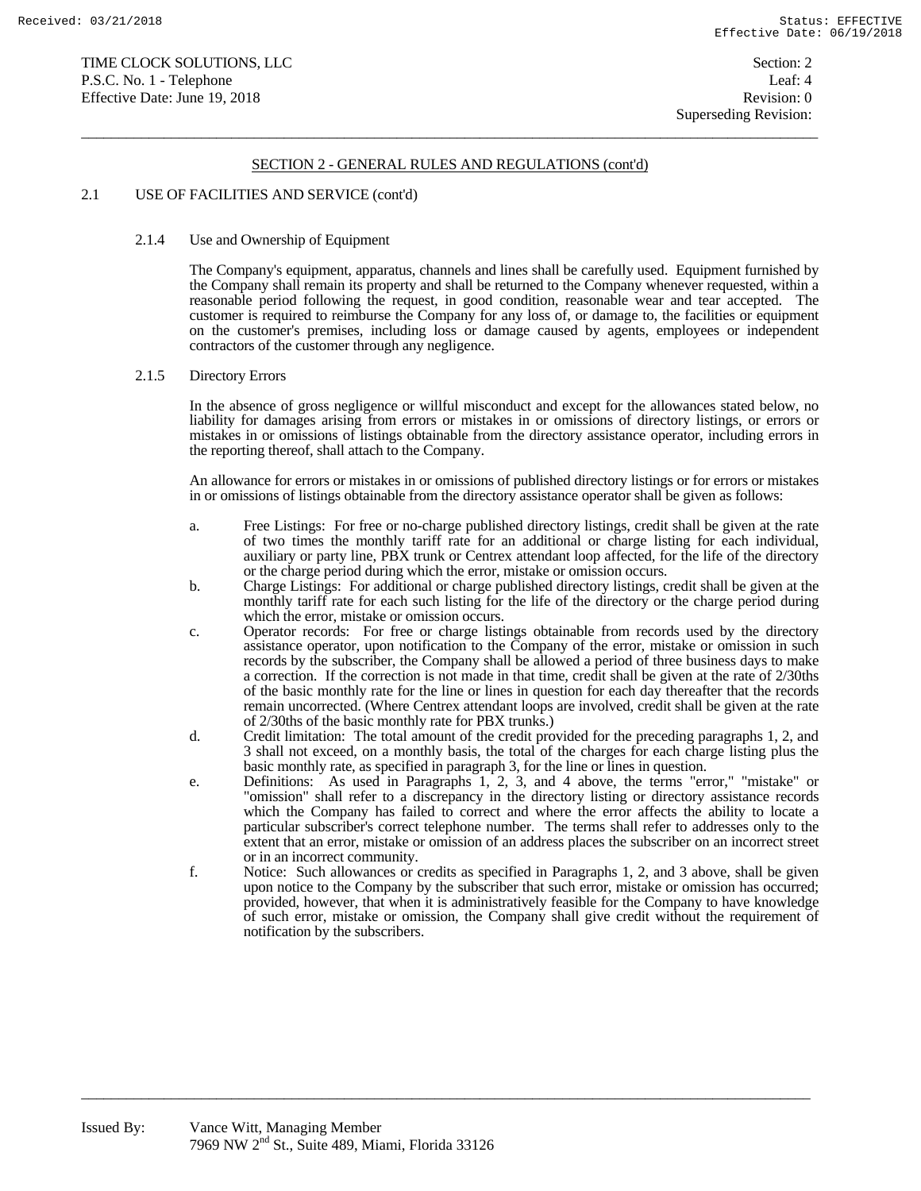## SECTION 2 - GENERAL RULES AND REGULATIONS (cont'd)

### 2.1 USE OF FACILITIES AND SERVICE (cont'd)

#### 2.1.4 Use and Ownership of Equipment

The Company's equipment, apparatus, channels and lines shall be carefully used. Equipment furnished by the Company shall remain its property and shall be returned to the Company whenever requested, within a reasonable period following the request, in good condition, reasonable wear and tear accepted. The customer is required to reimburse the Company for any loss of, or damage to, the facilities or equipment on the customer's premises, including loss or damage caused by agents, employees or independent contractors of the customer through any negligence.

#### 2.1.5 Directory Errors

In the absence of gross negligence or willful misconduct and except for the allowances stated below, no liability for damages arising from errors or mistakes in or omissions of directory listings, or errors or mistakes in or omissions of listings obtainable from the directory assistance operator, including errors in the reporting thereof, shall attach to the Company.

An allowance for errors or mistakes in or omissions of published directory listings or for errors or mistakes in or omissions of listings obtainable from the directory assistance operator shall be given as follows:

a. Free Listings: For free or no-charge published directory listings, credit shall be given at the rate of two times the monthly tariff rate for an additional or charge listing for each individual, auxiliary or party line, PBX trunk or Centrex attendant loop affected, for the life of the directory or the charge period during which the error, mistake or omission occurs.

b. Charge Listings: For additional or charge published directory listings, credit shall be given at the monthly tariff rate for each such listing for the life of the directory or the charge period during which the error, mistake or omission occurs.

c. Operator records: For free or charge listings obtainable from records used by the directory assistance operator, upon notification to the Company of the error, mistake or omission in such records by the subscriber, the Company shall be allowed a period of three business days to make a correction. If the correction is not made in that time, credit shall be given at the rate of 2/30ths of the basic monthly rate for the line or lines in question for each day thereafter that the records remain uncorrected. (Where Centrex attendant loops are involved, credit shall be given at the rate of 2/30ths of the basic monthly rate for PBX trunks.)

d. Credit limitation: The total amount of the credit provided for the preceding paragraphs 1, 2, and 3 shall not exceed, on a monthly basis, the total of the charges for each charge listing plus the basic monthly rate, as specified in paragraph 3, for the line or lines in question.

e. Definitions: As used in Paragraphs 1, 2, 3, and 4 above, the terms "error," "mistake" or "omission" shall refer to a discrepancy in the directory listing or directory assistance records which the Company has failed to correct and where the error affects the ability to locate a particular subscriber's correct telephone number. The terms shall refer to addresses only to the extent that an error, mistake or omission of an address places the subscriber on an incorrect street or in an incorrect community.

f. Notice: Such allowances or credits as specified in Paragraphs 1, 2, and 3 above, shall be given upon notice to the Company by the subscriber that such error, mistake or omission has occurred; provided, however, that when it is administratively feasible for the Company to have knowledge of such error, mistake or omission, the Company shall give credit without the requirement of notification by the subscribers.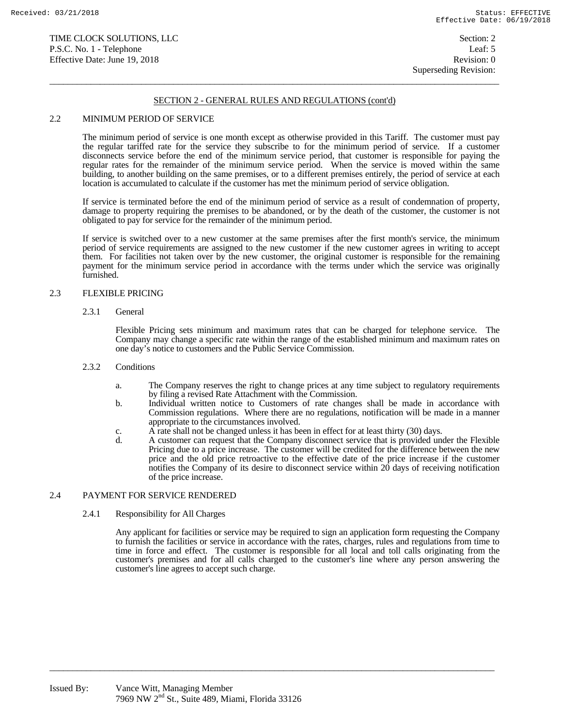## SECTION 2 - GENERAL RULES AND REGULATIONS (cont'd)

### 2.2 MINIMUM PERIOD OF SERVICE

The minimum period of service is one month except as otherwise provided in this Tariff. The customer must pay the regular tariffed rate for the service they subscribe to for the minimum period of service. If a customer disconnects service before the end of the minimum service period, that customer is responsible for paying the regular rates for the remainder of the minimum service period. When the service is moved within the same building, to another building on the same premises, or to a different premises entirely, the period of service at each location is accumulated to calculate if the customer has met the minimum period of service obligation.

If service is terminated before the end of the minimum period of service as a result of condemnation of property, damage to property requiring the premises to be abandoned, or by the death of the customer, the customer is not obligated to pay for service for the remainder of the minimum period.

If service is switched over to a new customer at the same premises after the first month's service, the minimum period of service requirements are assigned to the new customer if the new customer agrees in writing to accept them. For facilities not taken over by the new customer, the original customer is responsible for the remaining payment for the minimum service period in accordance with the terms under which the service was originally furnished.

### 2.3 FLEXIBLE PRICING

#### 2.3.1 General

Flexible Pricing sets minimum and maximum rates that can be charged for telephone service. The Company may change a specific rate within the range of the established minimum and maximum rates on one day's notice to customers and the Public Service Commission.

#### 2.3.2 Conditions

a. The Company reserves the right to change prices at any time subject to regulatory requirements by filing a revised Rate Attachment with the Commission.

b. Individual written notice to Customers of rate changes shall be made in accordance with Commission regulations. Where there are no regulations, notification will be made in a manner appropriate to the circumstances involved.

c. A rate shall not be changed unless it has been in effect for at least thirty (30) days.

d. A customer can request that the Company disconnect service that is provided under the Flexible Pricing due to a price increase. The customer will be credited for the difference between the new price and the old price retroactive to the effective date of the price increase if the customer notifies the Company of its desire to disconnect service within 20 days of receiving notification of the price increase.

### 2.4 PAYMENT FOR SERVICE RENDERED

#### 2.4.1 Responsibility for All Charges

Any applicant for facilities or service may be required to sign an application form requesting the Company to furnish the facilities or service in accordance with the rates, charges, rules and regulations from time to time in force and effect. The customer is responsible for all local and toll calls originating from the customer's premises and for all calls charged to the customer's line where any person answering the customer's line agrees to accept such charge.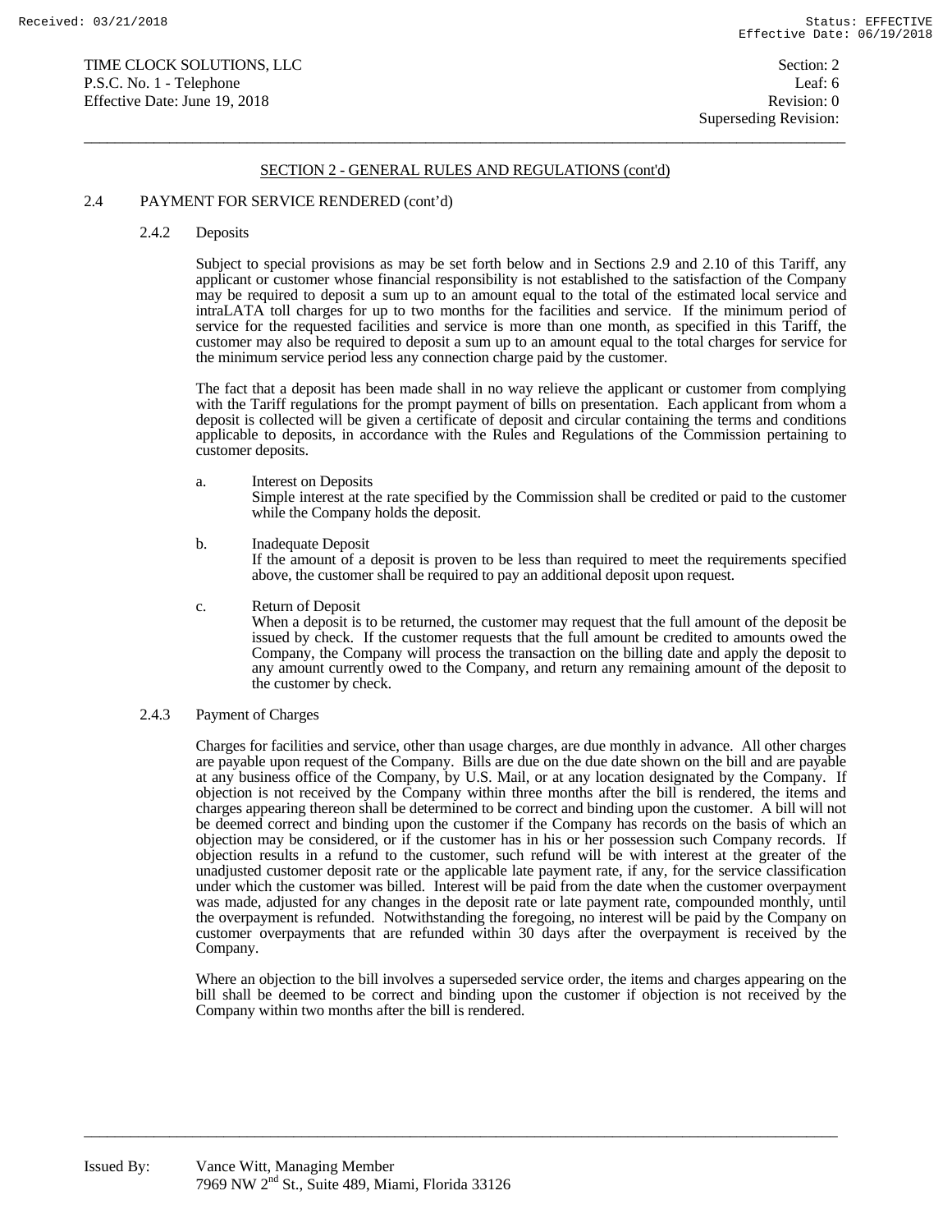## SECTION 2 - GENERAL RULES AND REGULATIONS (cont'd)

### 2.4 PAYMENT FOR SERVICE RENDERED (cont'd)

#### 2.4.2 Deposits

Subject to special provisions as may be set forth below and in Sections 2.9 and 2.10 of this Tariff, any applicant or customer whose financial responsibility is not established to the satisfaction of the Company may be required to deposit a sum up to an amount equal to the total of the estimated local service and intraLATA toll charges for up to two months for the facilities and service. If the minimum period of service for the requested facilities and service is more than one month, as specified in this Tariff, the customer may also be required to deposit a sum up to an amount equal to the total charges for service for the minimum service period less any connection charge paid by the customer.

The fact that a deposit has been made shall in no way relieve the applicant or customer from complying with the Tariff regulations for the prompt payment of bills on presentation. Each applicant from whom a deposit is collected will be given a certificate of deposit and circular containing the terms and conditions applicable to deposits, in accordance with the Rules and Regulations of the Commission pertaining to customer deposits.

a. Interest on Deposits
Simple interest at the rate specified by the Commission shall be credited or paid to the customer while the Company holds the deposit.

b. Inadequate Deposit
If the amount of a deposit is proven to be less than required to meet the requirements specified above, the customer shall be required to pay an additional deposit upon request.

c. Return of Deposit
When a deposit is to be returned, the customer may request that the full amount of the deposit be issued by check. If the customer requests that the full amount be credited to amounts owed the Company, the Company will process the transaction on the billing date and apply the deposit to any amount currently owed to the Company, and return any remaining amount of the deposit to the customer by check.

#### 2.4.3 Payment of Charges

Charges for facilities and service, other than usage charges, are due monthly in advance. All other charges are payable upon request of the Company. Bills are due on the due date shown on the bill and are payable at any business office of the Company, by U.S. Mail, or at any location designated by the Company. If objection is not received by the Company within three months after the bill is rendered, the items and charges appearing thereon shall be determined to be correct and binding upon the customer. A bill will not be deemed correct and binding upon the customer if the Company has records on the basis of which an objection may be considered, or if the customer has in his or her possession such Company records. If objection results in a refund to the customer, such refund will be with interest at the greater of the unadjusted customer deposit rate or the applicable late payment rate, if any, for the service classification under which the customer was billed. Interest will be paid from the date when the customer overpayment was made, adjusted for any changes in the deposit rate or late payment rate, compounded monthly, until the overpayment is refunded. Notwithstanding the foregoing, no interest will be paid by the Company on customer overpayments that are refunded within 30 days after the overpayment is received by the Company.

Where an objection to the bill involves a superseded service order, the items and charges appearing on the bill shall be deemed to be correct and binding upon the customer if objection is not received by the Company within two months after the bill is rendered.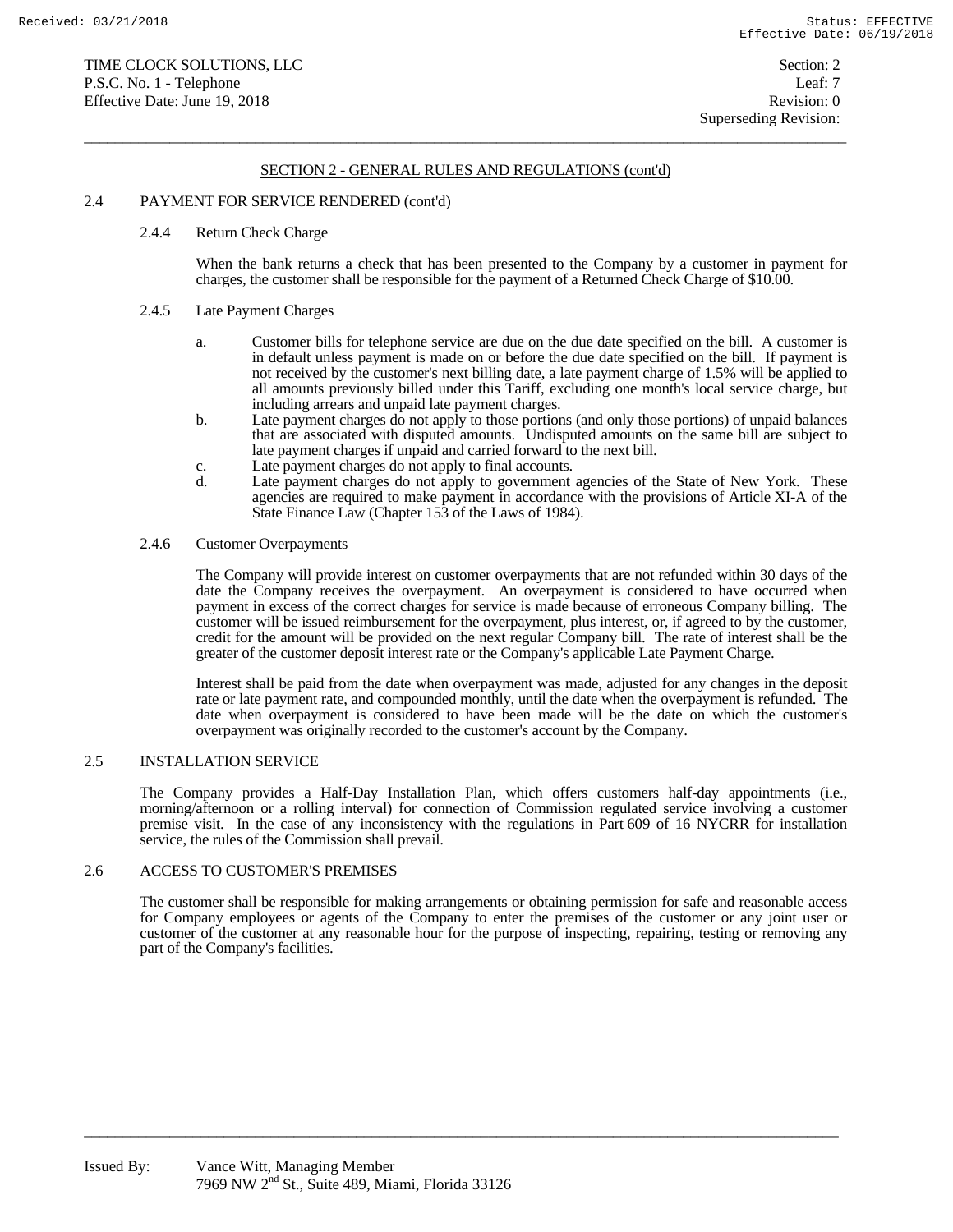## SECTION 2 - GENERAL RULES AND REGULATIONS (cont'd)

### 2.4 PAYMENT FOR SERVICE RENDERED (cont'd)

#### 2.4.4 Return Check Charge

When the bank returns a check that has been presented to the Company by a customer in payment for charges, the customer shall be responsible for the payment of a Returned Check Charge of $10.00.

#### 2.4.5 Late Payment Charges

a. Customer bills for telephone service are due on the due date specified on the bill. A customer is in default unless payment is made on or before the due date specified on the bill. If payment is not received by the customer's next billing date, a late payment charge of 1.5% will be applied to all amounts previously billed under this Tariff, excluding one month's local service charge, but including arrears and unpaid late payment charges.

b. Late payment charges do not apply to those portions (and only those portions) of unpaid balances that are associated with disputed amounts. Undisputed amounts on the same bill are subject to late payment charges if unpaid and carried forward to the next bill.

c. Late payment charges do not apply to final accounts.

d. Late payment charges do not apply to government agencies of the State of New York. These agencies are required to make payment in accordance with the provisions of Article XI-A of the State Finance Law (Chapter 153 of the Laws of 1984).

#### 2.4.6 Customer Overpayments

The Company will provide interest on customer overpayments that are not refunded within 30 days of the date the Company receives the overpayment. An overpayment is considered to have occurred when payment in excess of the correct charges for service is made because of erroneous Company billing. The customer will be issued reimbursement for the overpayment, plus interest, or, if agreed to by the customer, credit for the amount will be provided on the next regular Company bill. The rate of interest shall be the greater of the customer deposit interest rate or the Company's applicable Late Payment Charge.

Interest shall be paid from the date when overpayment was made, adjusted for any changes in the deposit rate or late payment rate, and compounded monthly, until the date when the overpayment is refunded. The date when overpayment is considered to have been made will be the date on which the customer's overpayment was originally recorded to the customer's account by the Company.

### 2.5 INSTALLATION SERVICE

The Company provides a Half-Day Installation Plan, which offers customers half-day appointments (i.e., morning/afternoon or a rolling interval) for connection of Commission regulated service involving a customer premise visit. In the case of any inconsistency with the regulations in Part 609 of 16 NYCRR for installation service, the rules of the Commission shall prevail.

### 2.6 ACCESS TO CUSTOMER'S PREMISES

The customer shall be responsible for making arrangements or obtaining permission for safe and reasonable access for Company employees or agents of the Company to enter the premises of the customer or any joint user or customer of the customer at any reasonable hour for the purpose of inspecting, repairing, testing or removing any part of the Company's facilities.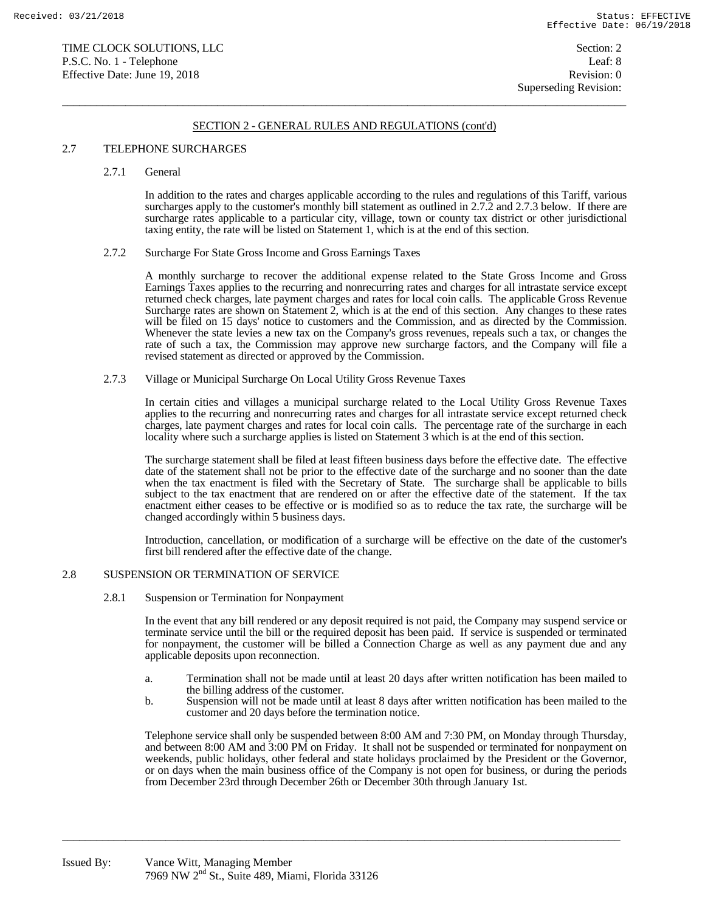## SECTION 2 - GENERAL RULES AND REGULATIONS (cont'd)

### 2.7 TELEPHONE SURCHARGES

#### 2.7.1 General

In addition to the rates and charges applicable according to the rules and regulations of this Tariff, various surcharges apply to the customer's monthly bill statement as outlined in 2.7.2 and 2.7.3 below. If there are surcharge rates applicable to a particular city, village, town or county tax district or other jurisdictional taxing entity, the rate will be listed on Statement 1, which is at the end of this section.

#### 2.7.2 Surcharge For State Gross Income and Gross Earnings Taxes

A monthly surcharge to recover the additional expense related to the State Gross Income and Gross Earnings Taxes applies to the recurring and nonrecurring rates and charges for all intrastate service except returned check charges, late payment charges and rates for local coin calls. The applicable Gross Revenue Surcharge rates are shown on Statement 2, which is at the end of this section. Any changes to these rates will be filed on 15 days' notice to customers and the Commission, and as directed by the Commission. Whenever the state levies a new tax on the Company's gross revenues, repeals such a tax, or changes the rate of such a tax, the Commission may approve new surcharge factors, and the Company will file a revised statement as directed or approved by the Commission.

#### 2.7.3 Village or Municipal Surcharge On Local Utility Gross Revenue Taxes

In certain cities and villages a municipal surcharge related to the Local Utility Gross Revenue Taxes applies to the recurring and nonrecurring rates and charges for all intrastate service except returned check charges, late payment charges and rates for local coin calls. The percentage rate of the surcharge in each locality where such a surcharge applies is listed on Statement 3 which is at the end of this section.

The surcharge statement shall be filed at least fifteen business days before the effective date. The effective date of the statement shall not be prior to the effective date of the surcharge and no sooner than the date when the tax enactment is filed with the Secretary of State. The surcharge shall be applicable to bills subject to the tax enactment that are rendered on or after the effective date of the statement. If the tax enactment either ceases to be effective or is modified so as to reduce the tax rate, the surcharge will be changed accordingly within 5 business days.

Introduction, cancellation, or modification of a surcharge will be effective on the date of the customer's first bill rendered after the effective date of the change.

### 2.8 SUSPENSION OR TERMINATION OF SERVICE

#### 2.8.1 Suspension or Termination for Nonpayment

In the event that any bill rendered or any deposit required is not paid, the Company may suspend service or terminate service until the bill or the required deposit has been paid. If service is suspended or terminated for nonpayment, the customer will be billed a Connection Charge as well as any payment due and any applicable deposits upon reconnection.

a. Termination shall not be made until at least 20 days after written notification has been mailed to the billing address of the customer.

b. Suspension will not be made until at least 8 days after written notification has been mailed to the customer and 20 days before the termination notice.

Telephone service shall only be suspended between 8:00 AM and 7:30 PM, on Monday through Thursday, and between 8:00 AM and 3:00 PM on Friday. It shall not be suspended or terminated for nonpayment on weekends, public holidays, other federal and state holidays proclaimed by the President or the Governor, or on days when the main business office of the Company is not open for business, or during the periods from December 23rd through December 26th or December 30th through January 1st.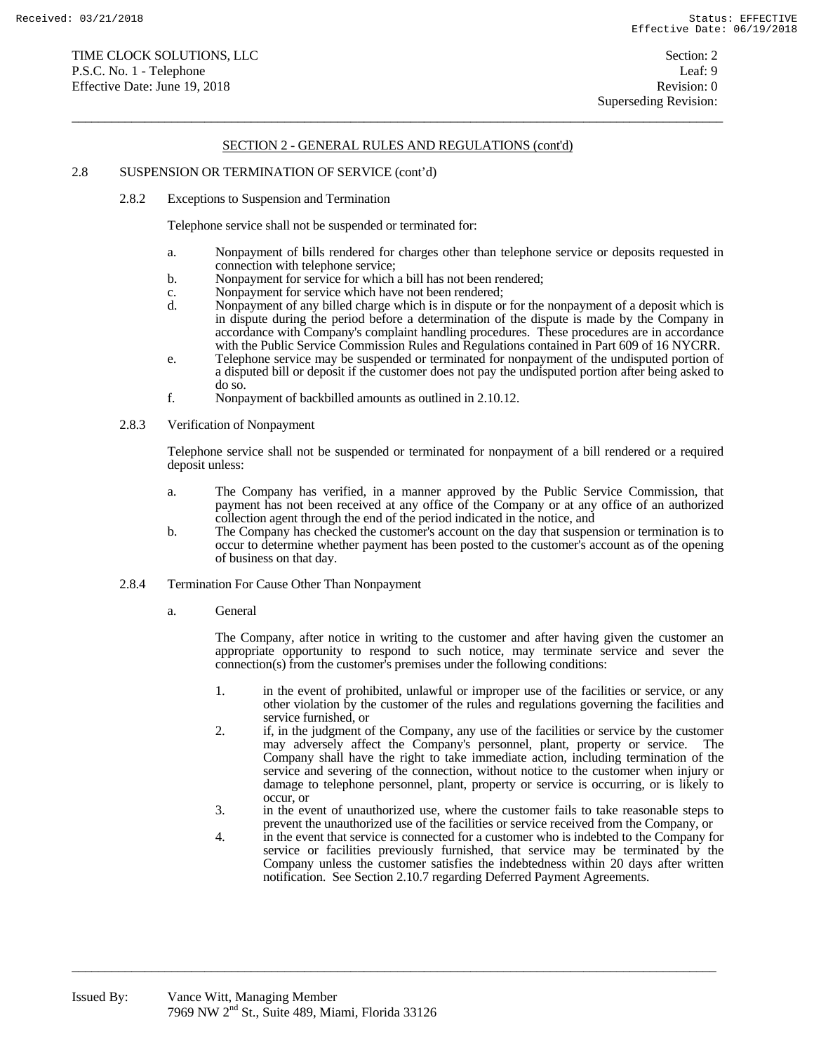## SECTION 2 - GENERAL RULES AND REGULATIONS (cont'd)

### 2.8 SUSPENSION OR TERMINATION OF SERVICE (cont'd)

#### 2.8.2 Exceptions to Suspension and Termination

Telephone service shall not be suspended or terminated for:

a. Nonpayment of bills rendered for charges other than telephone service or deposits requested in connection with telephone service;
b. Nonpayment for service for which a bill has not been rendered;
c. Nonpayment for service which have not been rendered;
d. Nonpayment of any billed charge which is in dispute or for the nonpayment of a deposit which is in dispute during the period before a determination of the dispute is made by the Company in accordance with Company's complaint handling procedures. These procedures are in accordance with the Public Service Commission Rules and Regulations contained in Part 609 of 16 NYCRR.
e. Telephone service may be suspended or terminated for nonpayment of the undisputed portion of a disputed bill or deposit if the customer does not pay the undisputed portion after being asked to do so.
f. Nonpayment of backbilled amounts as outlined in 2.10.12.

#### 2.8.3 Verification of Nonpayment

Telephone service shall not be suspended or terminated for nonpayment of a bill rendered or a required deposit unless:

a. The Company has verified, in a manner approved by the Public Service Commission, that payment has not been received at any office of the Company or at any office of an authorized collection agent through the end of the period indicated in the notice, and
b. The Company has checked the customer's account on the day that suspension or termination is to occur to determine whether payment has been posted to the customer's account as of the opening of business on that day.

#### 2.8.4 Termination For Cause Other Than Nonpayment

a. General

The Company, after notice in writing to the customer and after having given the customer an appropriate opportunity to respond to such notice, may terminate service and sever the connection(s) from the customer's premises under the following conditions:

1. in the event of prohibited, unlawful or improper use of the facilities or service, or any other violation by the customer of the rules and regulations governing the facilities and service furnished, or
2. if, in the judgment of the Company, any use of the facilities or service by the customer may adversely affect the Company's personnel, plant, property or service. The Company shall have the right to take immediate action, including termination of the service and severing of the connection, without notice to the customer when injury or damage to telephone personnel, plant, property or service is occurring, or is likely to occur, or
3. in the event of unauthorized use, where the customer fails to take reasonable steps to prevent the unauthorized use of the facilities or service received from the Company, or
4. in the event that service is connected for a customer who is indebted to the Company for service or facilities previously furnished, that service may be terminated by the Company unless the customer satisfies the indebtedness within 20 days after written notification. See Section 2.10.7 regarding Deferred Payment Agreements.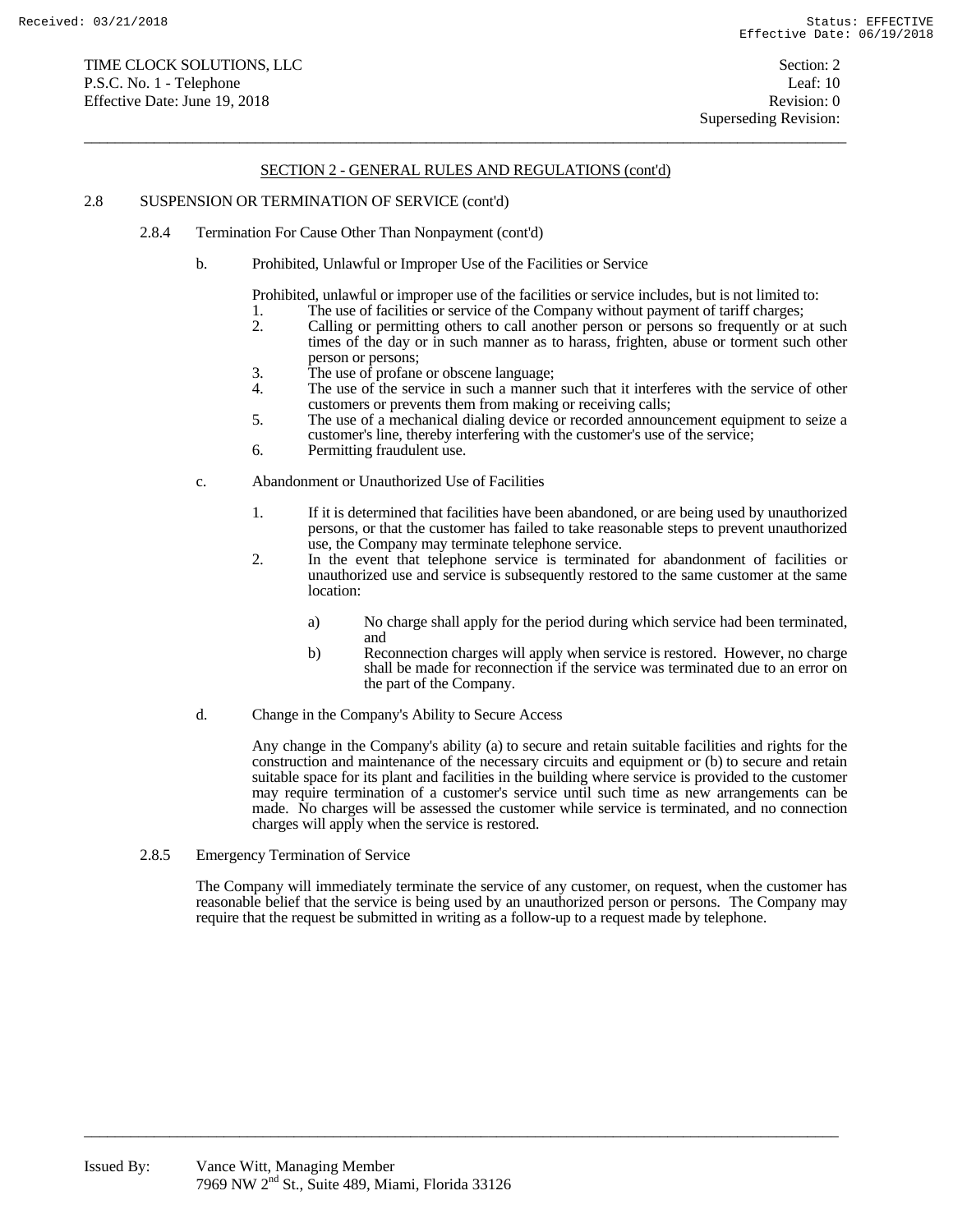## SECTION 2 - GENERAL RULES AND REGULATIONS (cont'd)

2.8 SUSPENSION OR TERMINATION OF SERVICE (cont'd)

2.8.4 Termination For Cause Other Than Nonpayment (cont'd)

b. Prohibited, Unlawful or Improper Use of the Facilities or Service

Prohibited, unlawful or improper use of the facilities or service includes, but is not limited to:

1. The use of facilities or service of the Company without payment of tariff charges;
2. Calling or permitting others to call another person or persons so frequently or at such times of the day or in such manner as to harass, frighten, abuse or torment such other person or persons;
3. The use of profane or obscene language;
4. The use of the service in such a manner such that it interferes with the service of other customers or prevents them from making or receiving calls;
5. The use of a mechanical dialing device or recorded announcement equipment to seize a customer's line, thereby interfering with the customer's use of the service;
6. Permitting fraudulent use.

c. Abandonment or Unauthorized Use of Facilities

1. If it is determined that facilities have been abandoned, or are being used by unauthorized persons, or that the customer has failed to take reasonable steps to prevent unauthorized use, the Company may terminate telephone service.
2. In the event that telephone service is terminated for abandonment of facilities or unauthorized use and service is subsequently restored to the same customer at the same location:

   a) No charge shall apply for the period during which service had been terminated, and
   b) Reconnection charges will apply when service is restored. However, no charge shall be made for reconnection if the service was terminated due to an error on the part of the Company.

d. Change in the Company's Ability to Secure Access

Any change in the Company's ability (a) to secure and retain suitable facilities and rights for the construction and maintenance of the necessary circuits and equipment or (b) to secure and retain suitable space for its plant and facilities in the building where service is provided to the customer may require termination of a customer's service until such time as new arrangements can be made. No charges will be assessed the customer while service is terminated, and no connection charges will apply when the service is restored.

2.8.5 Emergency Termination of Service

The Company will immediately terminate the service of any customer, on request, when the customer has reasonable belief that the service is being used by an unauthorized person or persons. The Company may require that the request be submitted in writing as a follow-up to a request made by telephone.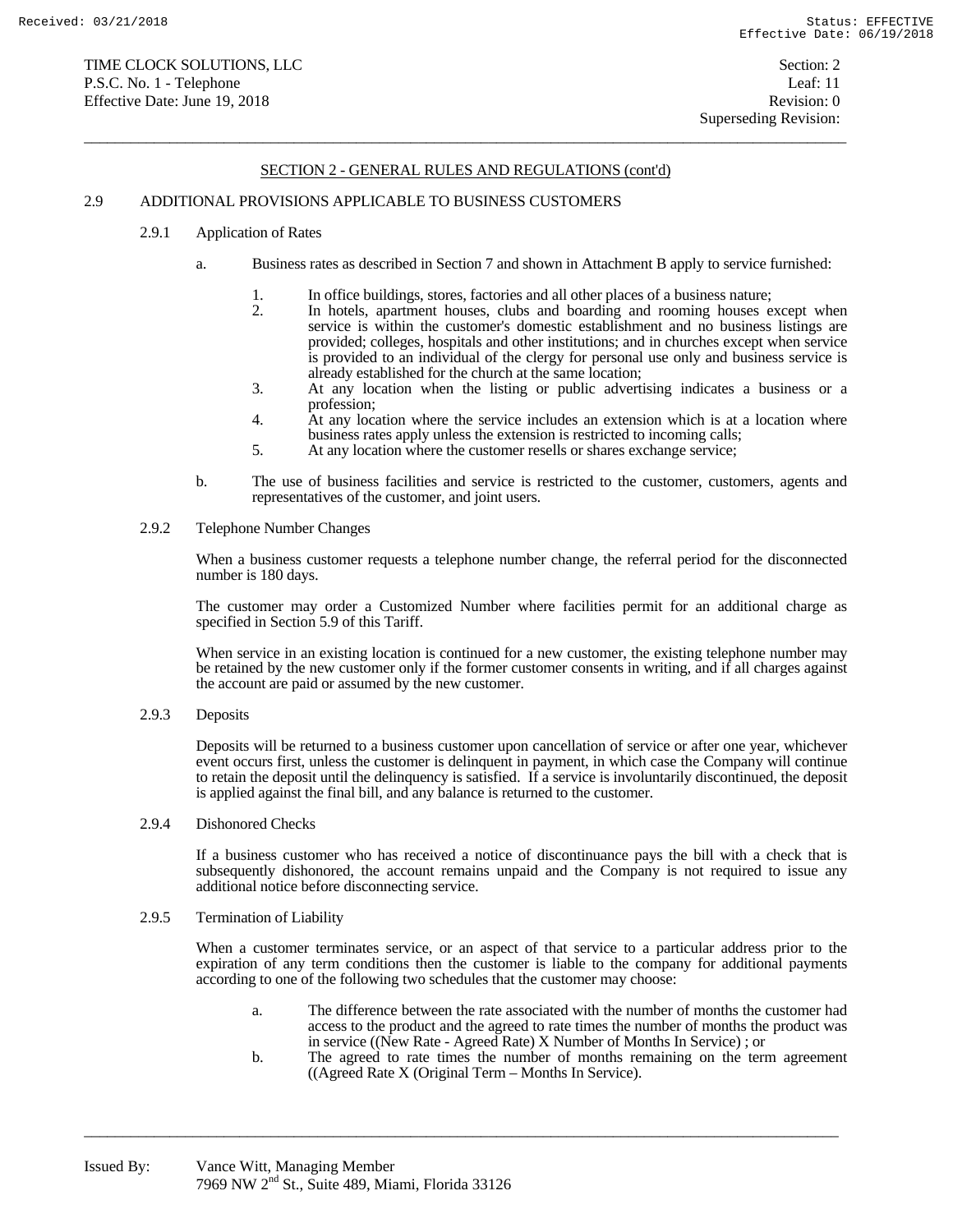## SECTION 2 - GENERAL RULES AND REGULATIONS (cont'd)

### 2.9 ADDITIONAL PROVISIONS APPLICABLE TO BUSINESS CUSTOMERS

#### 2.9.1 Application of Rates

a. Business rates as described in Section 7 and shown in Attachment B apply to service furnished:

1. In office buildings, stores, factories and all other places of a business nature;
2. In hotels, apartment houses, clubs and boarding and rooming houses except when service is within the customer's domestic establishment and no business listings are provided; colleges, hospitals and other institutions; and in churches except when service is provided to an individual of the clergy for personal use only and business service is already established for the church at the same location;
3. At any location when the listing or public advertising indicates a business or a profession;
4. At any location where the service includes an extension which is at a location where business rates apply unless the extension is restricted to incoming calls;
5. At any location where the customer resells or shares exchange service;

b. The use of business facilities and service is restricted to the customer, customers, agents and representatives of the customer, and joint users.

#### 2.9.2 Telephone Number Changes

When a business customer requests a telephone number change, the referral period for the disconnected number is 180 days.

The customer may order a Customized Number where facilities permit for an additional charge as specified in Section 5.9 of this Tariff.

When service in an existing location is continued for a new customer, the existing telephone number may be retained by the new customer only if the former customer consents in writing, and if all charges against the account are paid or assumed by the new customer.

#### 2.9.3 Deposits

Deposits will be returned to a business customer upon cancellation of service or after one year, whichever event occurs first, unless the customer is delinquent in payment, in which case the Company will continue to retain the deposit until the delinquency is satisfied. If a service is involuntarily discontinued, the deposit is applied against the final bill, and any balance is returned to the customer.

#### 2.9.4 Dishonored Checks

If a business customer who has received a notice of discontinuance pays the bill with a check that is subsequently dishonored, the account remains unpaid and the Company is not required to issue any additional notice before disconnecting service.

#### 2.9.5 Termination of Liability

When a customer terminates service, or an aspect of that service to a particular address prior to the expiration of any term conditions then the customer is liable to the company for additional payments according to one of the following two schedules that the customer may choose:

a. The difference between the rate associated with the number of months the customer had access to the product and the agreed to rate times the number of months the product was in service ((New Rate - Agreed Rate) X Number of Months In Service) ; or
b. The agreed to rate times the number of months remaining on the term agreement ((Agreed Rate X (Original Term – Months In Service).

Issued By: Vance Witt, Managing Member
7969 NW 2nd St., Suite 489, Miami, Florida 33126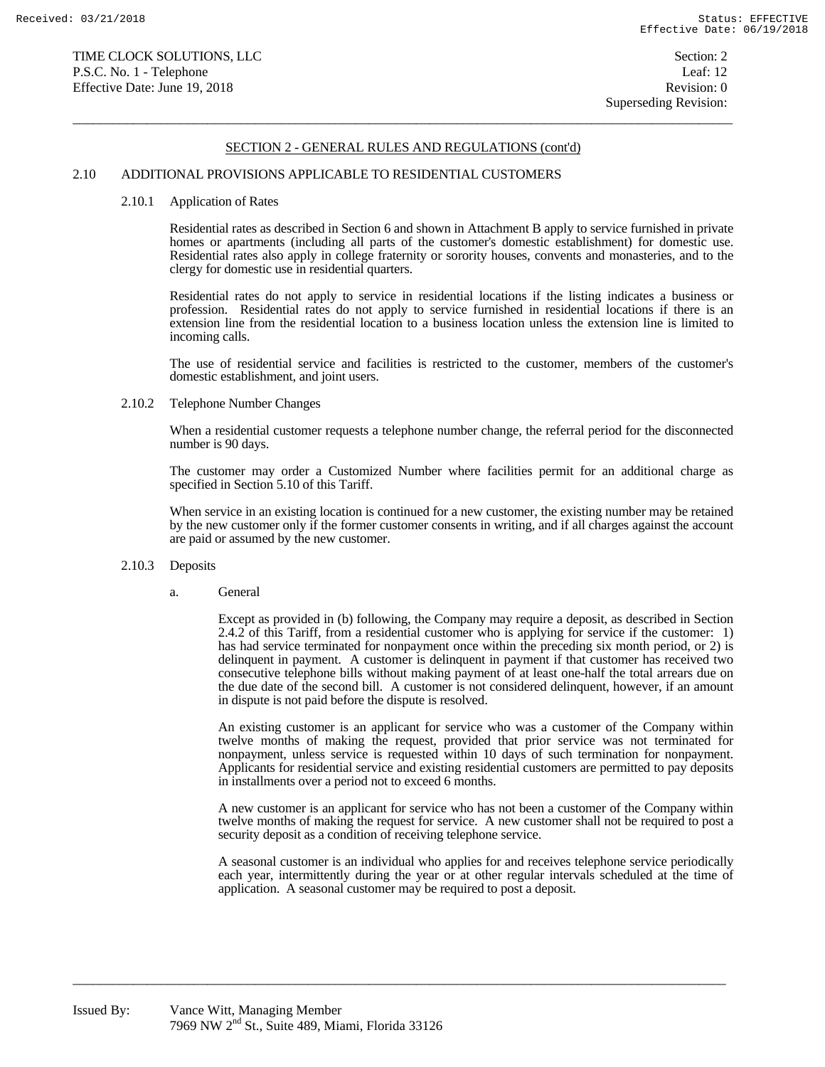## SECTION 2 - GENERAL RULES AND REGULATIONS (cont'd)

### 2.10 ADDITIONAL PROVISIONS APPLICABLE TO RESIDENTIAL CUSTOMERS

#### 2.10.1 Application of Rates

Residential rates as described in Section 6 and shown in Attachment B apply to service furnished in private homes or apartments (including all parts of the customer's domestic establishment) for domestic use. Residential rates also apply in college fraternity or sorority houses, convents and monasteries, and to the clergy for domestic use in residential quarters.

Residential rates do not apply to service in residential locations if the listing indicates a business or profession. Residential rates do not apply to service furnished in residential locations if there is an extension line from the residential location to a business location unless the extension line is limited to incoming calls.

The use of residential service and facilities is restricted to the customer, members of the customer's domestic establishment, and joint users.

#### 2.10.2 Telephone Number Changes

When a residential customer requests a telephone number change, the referral period for the disconnected number is 90 days.

The customer may order a Customized Number where facilities permit for an additional charge as specified in Section 5.10 of this Tariff.

When service in an existing location is continued for a new customer, the existing number may be retained by the new customer only if the former customer consents in writing, and if all charges against the account are paid or assumed by the new customer.

#### 2.10.3 Deposits

a. General

Except as provided in (b) following, the Company may require a deposit, as described in Section 2.4.2 of this Tariff, from a residential customer who is applying for service if the customer: 1) has had service terminated for nonpayment once within the preceding six month period, or 2) is delinquent in payment. A customer is delinquent in payment if that customer has received two consecutive telephone bills without making payment of at least one-half the total arrears due on the due date of the second bill. A customer is not considered delinquent, however, if an amount in dispute is not paid before the dispute is resolved.

An existing customer is an applicant for service who was a customer of the Company within twelve months of making the request, provided that prior service was not terminated for nonpayment, unless service is requested within 10 days of such termination for nonpayment. Applicants for residential service and existing residential customers are permitted to pay deposits in installments over a period not to exceed 6 months.

A new customer is an applicant for service who has not been a customer of the Company within twelve months of making the request for service. A new customer shall not be required to post a security deposit as a condition of receiving telephone service.

A seasonal customer is an individual who applies for and receives telephone service periodically each year, intermittently during the year or at other regular intervals scheduled at the time of application. A seasonal customer may be required to post a deposit.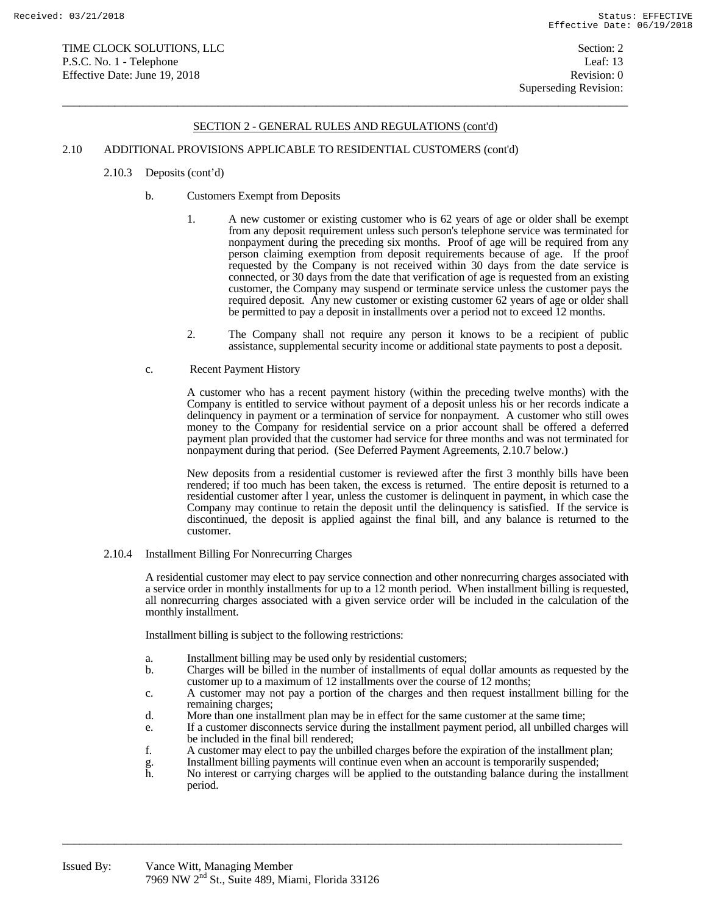## SECTION 2 - GENERAL RULES AND REGULATIONS (cont'd)

### 2.10 ADDITIONAL PROVISIONS APPLICABLE TO RESIDENTIAL CUSTOMERS (cont'd)

#### 2.10.3 Deposits (cont'd)

b. Customers Exempt from Deposits

1. A new customer or existing customer who is 62 years of age or older shall be exempt from any deposit requirement unless such person's telephone service was terminated for nonpayment during the preceding six months. Proof of age will be required from any person claiming exemption from deposit requirements because of age. If the proof requested by the Company is not received within 30 days from the date service is connected, or 30 days from the date that verification of age is requested from an existing customer, the Company may suspend or terminate service unless the customer pays the required deposit. Any new customer or existing customer 62 years of age or older shall be permitted to pay a deposit in installments over a period not to exceed 12 months.

2. The Company shall not require any person it knows to be a recipient of public assistance, supplemental security income or additional state payments to post a deposit.

c. Recent Payment History

A customer who has a recent payment history (within the preceding twelve months) with the Company is entitled to service without payment of a deposit unless his or her records indicate a delinquency in payment or a termination of service for nonpayment. A customer who still owes money to the Company for residential service on a prior account shall be offered a deferred payment plan provided that the customer had service for three months and was not terminated for nonpayment during that period. (See Deferred Payment Agreements, 2.10.7 below.)

New deposits from a residential customer is reviewed after the first 3 monthly bills have been rendered; if too much has been taken, the excess is returned. The entire deposit is returned to a residential customer after l year, unless the customer is delinquent in payment, in which case the Company may continue to retain the deposit until the delinquency is satisfied. If the service is discontinued, the deposit is applied against the final bill, and any balance is returned to the customer.

#### 2.10.4 Installment Billing For Nonrecurring Charges

A residential customer may elect to pay service connection and other nonrecurring charges associated with a service order in monthly installments for up to a 12 month period. When installment billing is requested, all nonrecurring charges associated with a given service order will be included in the calculation of the monthly installment.

Installment billing is subject to the following restrictions:

a. Installment billing may be used only by residential customers;
b. Charges will be billed in the number of installments of equal dollar amounts as requested by the customer up to a maximum of 12 installments over the course of 12 months;
c. A customer may not pay a portion of the charges and then request installment billing for the remaining charges;
d. More than one installment plan may be in effect for the same customer at the same time;
e. If a customer disconnects service during the installment payment period, all unbilled charges will be included in the final bill rendered;
f. A customer may elect to pay the unbilled charges before the expiration of the installment plan;
g. Installment billing payments will continue even when an account is temporarily suspended;
h. No interest or carrying charges will be applied to the outstanding balance during the installment period.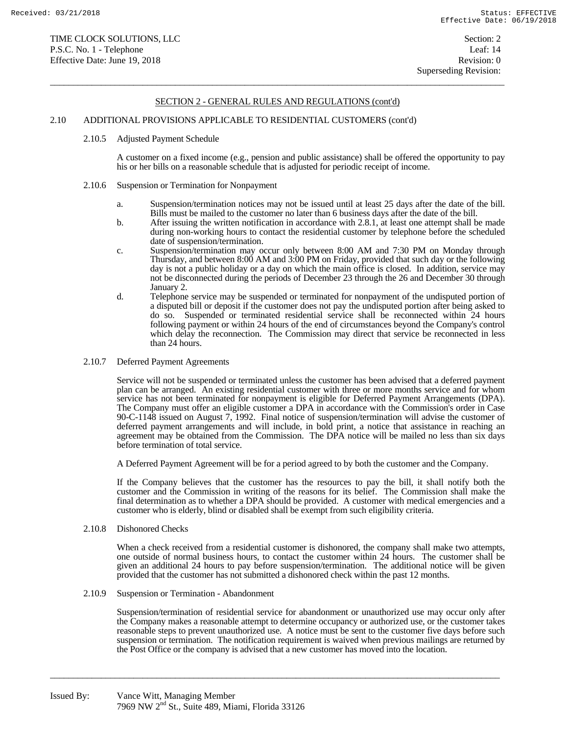## SECTION 2 - GENERAL RULES AND REGULATIONS (cont'd)

### 2.10 ADDITIONAL PROVISIONS APPLICABLE TO RESIDENTIAL CUSTOMERS (cont'd)

#### 2.10.5 Adjusted Payment Schedule

A customer on a fixed income (e.g., pension and public assistance) shall be offered the opportunity to pay his or her bills on a reasonable schedule that is adjusted for periodic receipt of income.

#### 2.10.6 Suspension or Termination for Nonpayment

a. Suspension/termination notices may not be issued until at least 25 days after the date of the bill. Bills must be mailed to the customer no later than 6 business days after the date of the bill.

b. After issuing the written notification in accordance with 2.8.1, at least one attempt shall be made during non-working hours to contact the residential customer by telephone before the scheduled date of suspension/termination.

c. Suspension/termination may occur only between 8:00 AM and 7:30 PM on Monday through Thursday, and between 8:00 AM and 3:00 PM on Friday, provided that such day or the following day is not a public holiday or a day on which the main office is closed. In addition, service may not be disconnected during the periods of December 23 through the 26 and December 30 through January 2.

d. Telephone service may be suspended or terminated for nonpayment of the undisputed portion of a disputed bill or deposit if the customer does not pay the undisputed portion after being asked to do so. Suspended or terminated residential service shall be reconnected within 24 hours following payment or within 24 hours of the end of circumstances beyond the Company's control which delay the reconnection. The Commission may direct that service be reconnected in less than 24 hours.

#### 2.10.7 Deferred Payment Agreements

Service will not be suspended or terminated unless the customer has been advised that a deferred payment plan can be arranged. An existing residential customer with three or more months service and for whom service has not been terminated for nonpayment is eligible for Deferred Payment Arrangements (DPA). The Company must offer an eligible customer a DPA in accordance with the Commission's order in Case 90-C-1148 issued on August 7, 1992. Final notice of suspension/termination will advise the customer of deferred payment arrangements and will include, in bold print, a notice that assistance in reaching an agreement may be obtained from the Commission. The DPA notice will be mailed no less than six days before termination of total service.

A Deferred Payment Agreement will be for a period agreed to by both the customer and the Company.

If the Company believes that the customer has the resources to pay the bill, it shall notify both the customer and the Commission in writing of the reasons for its belief. The Commission shall make the final determination as to whether a DPA should be provided. A customer with medical emergencies and a customer who is elderly, blind or disabled shall be exempt from such eligibility criteria.

#### 2.10.8 Dishonored Checks

When a check received from a residential customer is dishonored, the company shall make two attempts, one outside of normal business hours, to contact the customer within 24 hours. The customer shall be given an additional 24 hours to pay before suspension/termination. The additional notice will be given provided that the customer has not submitted a dishonored check within the past 12 months.

#### 2.10.9 Suspension or Termination - Abandonment

Suspension/termination of residential service for abandonment or unauthorized use may occur only after the Company makes a reasonable attempt to determine occupancy or authorized use, or the customer takes reasonable steps to prevent unauthorized use. A notice must be sent to the customer five days before such suspension or termination. The notification requirement is waived when previous mailings are returned by the Post Office or the company is advised that a new customer has moved into the location.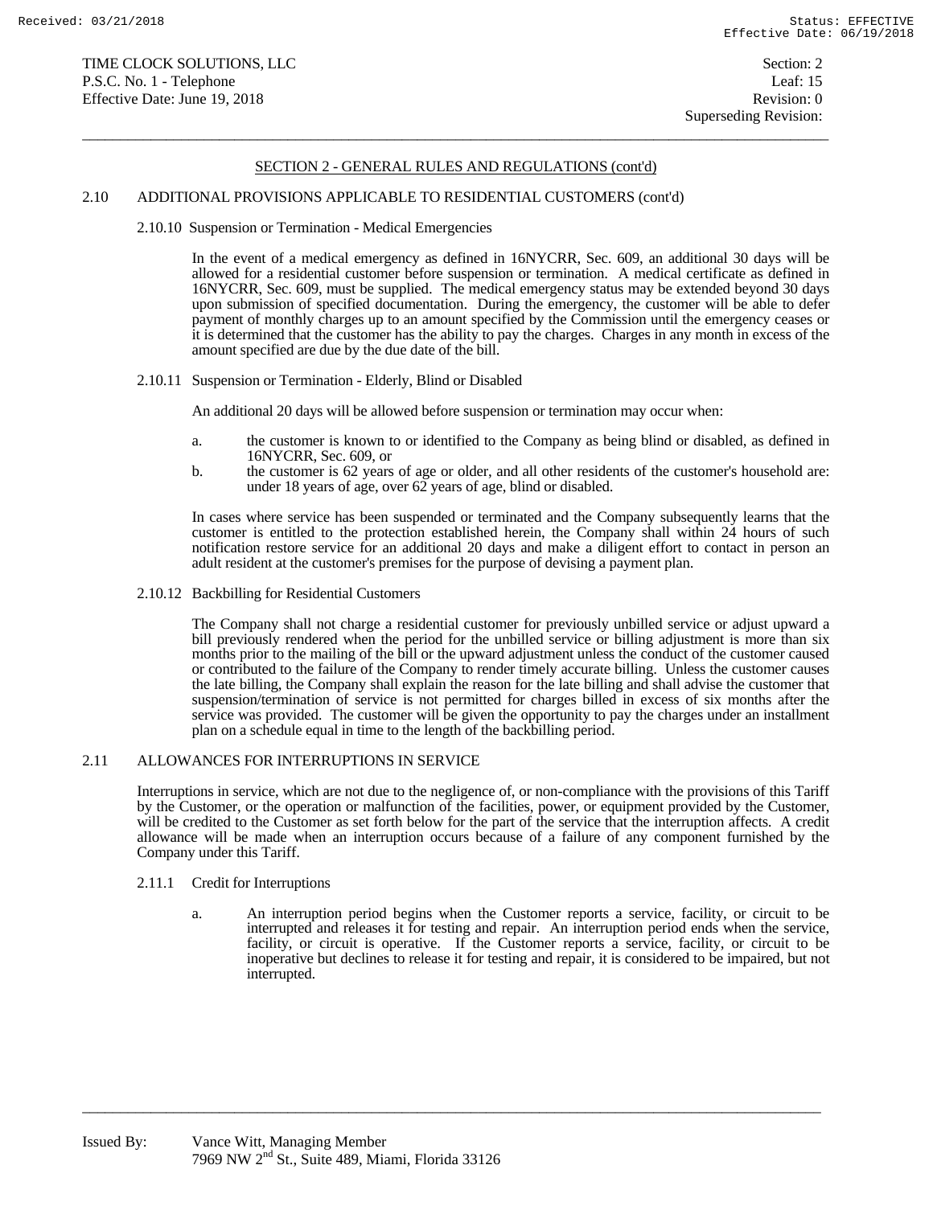## SECTION 2 - GENERAL RULES AND REGULATIONS (cont'd)

### 2.10 ADDITIONAL PROVISIONS APPLICABLE TO RESIDENTIAL CUSTOMERS (cont'd)

#### 2.10.10 Suspension or Termination - Medical Emergencies

In the event of a medical emergency as defined in 16NYCRR, Sec. 609, an additional 30 days will be allowed for a residential customer before suspension or termination. A medical certificate as defined in 16NYCRR, Sec. 609, must be supplied. The medical emergency status may be extended beyond 30 days upon submission of specified documentation. During the emergency, the customer will be able to defer payment of monthly charges up to an amount specified by the Commission until the emergency ceases or it is determined that the customer has the ability to pay the charges. Charges in any month in excess of the amount specified are due by the due date of the bill.

#### 2.10.11 Suspension or Termination - Elderly, Blind or Disabled

An additional 20 days will be allowed before suspension or termination may occur when:

a. the customer is known to or identified to the Company as being blind or disabled, as defined in 16NYCRR, Sec. 609, or
b. the customer is 62 years of age or older, and all other residents of the customer's household are: under 18 years of age, over 62 years of age, blind or disabled.

In cases where service has been suspended or terminated and the Company subsequently learns that the customer is entitled to the protection established herein, the Company shall within 24 hours of such notification restore service for an additional 20 days and make a diligent effort to contact in person an adult resident at the customer's premises for the purpose of devising a payment plan.

#### 2.10.12 Backbilling for Residential Customers

The Company shall not charge a residential customer for previously unbilled service or adjust upward a bill previously rendered when the period for the unbilled service or billing adjustment is more than six months prior to the mailing of the bill or the upward adjustment unless the conduct of the customer caused or contributed to the failure of the Company to render timely accurate billing. Unless the customer causes the late billing, the Company shall explain the reason for the late billing and shall advise the customer that suspension/termination of service is not permitted for charges billed in excess of six months after the service was provided. The customer will be given the opportunity to pay the charges under an installment plan on a schedule equal in time to the length of the backbilling period.

### 2.11 ALLOWANCES FOR INTERRUPTIONS IN SERVICE

Interruptions in service, which are not due to the negligence of, or non-compliance with the provisions of this Tariff by the Customer, or the operation or malfunction of the facilities, power, or equipment provided by the Customer, will be credited to the Customer as set forth below for the part of the service that the interruption affects. A credit allowance will be made when an interruption occurs because of a failure of any component furnished by the Company under this Tariff.

#### 2.11.1 Credit for Interruptions

a. An interruption period begins when the Customer reports a service, facility, or circuit to be interrupted and releases it for testing and repair. An interruption period ends when the service, facility, or circuit is operative. If the Customer reports a service, facility, or circuit to be inoperative but declines to release it for testing and repair, it is considered to be impaired, but not interrupted.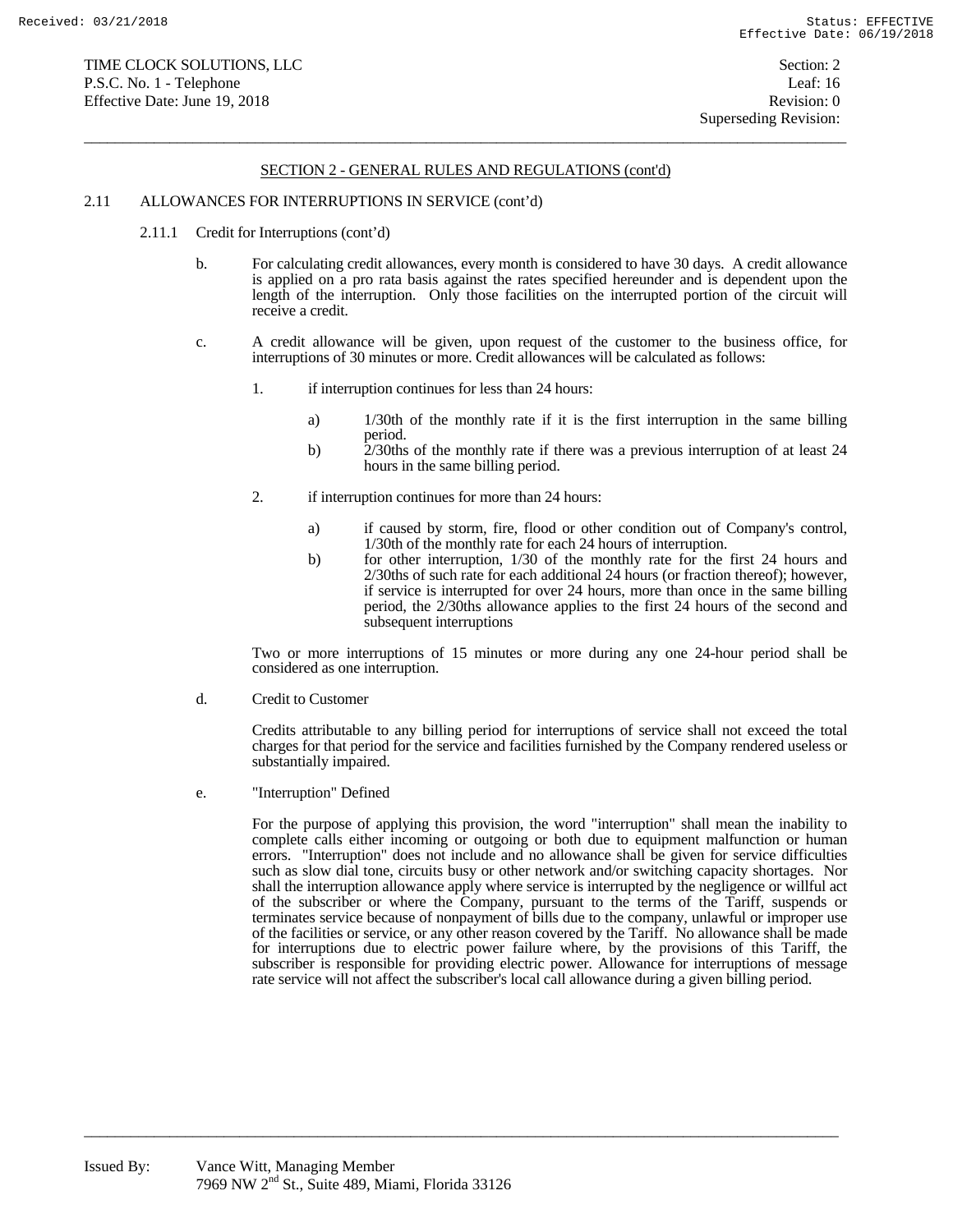## SECTION 2 - GENERAL RULES AND REGULATIONS (cont'd)

2.11 ALLOWANCES FOR INTERRUPTIONS IN SERVICE (cont'd)

2.11.1 Credit for Interruptions (cont'd)

b. For calculating credit allowances, every month is considered to have 30 days. A credit allowance is applied on a pro rata basis against the rates specified hereunder and is dependent upon the length of the interruption. Only those facilities on the interrupted portion of the circuit will receive a credit.

c. A credit allowance will be given, upon request of the customer to the business office, for interruptions of 30 minutes or more. Credit allowances will be calculated as follows:

1. if interruption continues for less than 24 hours:

   a) 1/30th of the monthly rate if it is the first interruption in the same billing period.
   
   b) 2/30ths of the monthly rate if there was a previous interruption of at least 24 hours in the same billing period.

2. if interruption continues for more than 24 hours:

   a) if caused by storm, fire, flood or other condition out of Company's control, 1/30th of the monthly rate for each 24 hours of interruption.
   
   b) for other interruption, 1/30 of the monthly rate for the first 24 hours and 2/30ths of such rate for each additional 24 hours (or fraction thereof); however, if service is interrupted for over 24 hours, more than once in the same billing period, the 2/30ths allowance applies to the first 24 hours of the second and subsequent interruptions

Two or more interruptions of 15 minutes or more during any one 24-hour period shall be considered as one interruption.

d. Credit to Customer

Credits attributable to any billing period for interruptions of service shall not exceed the total charges for that period for the service and facilities furnished by the Company rendered useless or substantially impaired.

e. "Interruption" Defined

For the purpose of applying this provision, the word "interruption" shall mean the inability to complete calls either incoming or outgoing or both due to equipment malfunction or human errors. "Interruption" does not include and no allowance shall be given for service difficulties such as slow dial tone, circuits busy or other network and/or switching capacity shortages. Nor shall the interruption allowance apply where service is interrupted by the negligence or willful act of the subscriber or where the Company, pursuant to the terms of the Tariff, suspends or terminates service because of nonpayment of bills due to the company, unlawful or improper use of the facilities or service, or any other reason covered by the Tariff. No allowance shall be made for interruptions due to electric power failure where, by the provisions of this Tariff, the subscriber is responsible for providing electric power. Allowance for interruptions of message rate service will not affect the subscriber's local call allowance during a given billing period.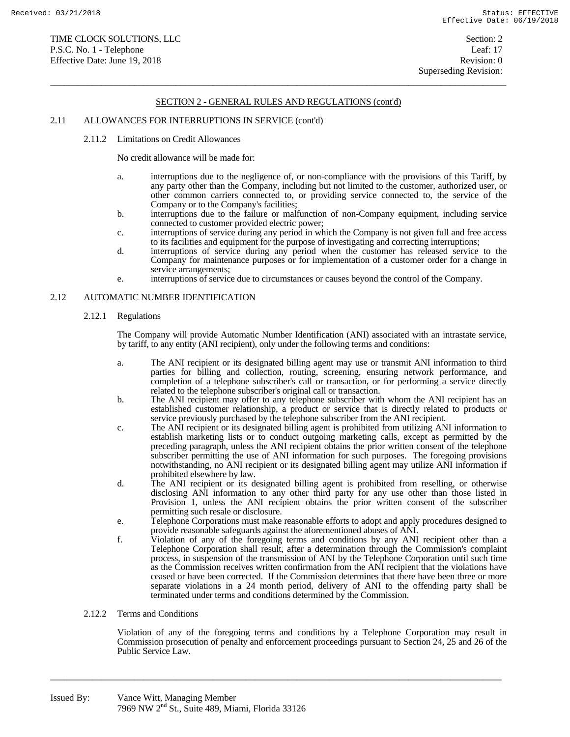## SECTION 2 - GENERAL RULES AND REGULATIONS (cont'd)

### 2.11 ALLOWANCES FOR INTERRUPTIONS IN SERVICE (cont'd)

#### 2.11.2 Limitations on Credit Allowances

No credit allowance will be made for:

a. interruptions due to the negligence of, or non-compliance with the provisions of this Tariff, by any party other than the Company, including but not limited to the customer, authorized user, or other common carriers connected to, or providing service connected to, the service of the Company or to the Company's facilities;

b. interruptions due to the failure or malfunction of non-Company equipment, including service connected to customer provided electric power;

c. interruptions of service during any period in which the Company is not given full and free access to its facilities and equipment for the purpose of investigating and correcting interruptions;

d. interruptions of service during any period when the customer has released service to the Company for maintenance purposes or for implementation of a customer order for a change in service arrangements;

e. interruptions of service due to circumstances or causes beyond the control of the Company.

### 2.12 AUTOMATIC NUMBER IDENTIFICATION

#### 2.12.1 Regulations

The Company will provide Automatic Number Identification (ANI) associated with an intrastate service, by tariff, to any entity (ANI recipient), only under the following terms and conditions:

a. The ANI recipient or its designated billing agent may use or transmit ANI information to third parties for billing and collection, routing, screening, ensuring network performance, and completion of a telephone subscriber's call or transaction, or for performing a service directly related to the telephone subscriber's original call or transaction.

b. The ANI recipient may offer to any telephone subscriber with whom the ANI recipient has an established customer relationship, a product or service that is directly related to products or service previously purchased by the telephone subscriber from the ANI recipient.

c. The ANI recipient or its designated billing agent is prohibited from utilizing ANI information to establish marketing lists or to conduct outgoing marketing calls, except as permitted by the preceding paragraph, unless the ANI recipient obtains the prior written consent of the telephone subscriber permitting the use of ANI information for such purposes. The foregoing provisions notwithstanding, no ANI recipient or its designated billing agent may utilize ANI information if prohibited elsewhere by law.

d. The ANI recipient or its designated billing agent is prohibited from reselling, or otherwise disclosing ANI information to any other third party for any use other than those listed in Provision 1, unless the ANI recipient obtains the prior written consent of the subscriber permitting such resale or disclosure.

e. Telephone Corporations must make reasonable efforts to adopt and apply procedures designed to provide reasonable safeguards against the aforementioned abuses of ANI.

f. Violation of any of the foregoing terms and conditions by any ANI recipient other than a Telephone Corporation shall result, after a determination through the Commission's complaint process, in suspension of the transmission of ANI by the Telephone Corporation until such time as the Commission receives written confirmation from the ANI recipient that the violations have ceased or have been corrected. If the Commission determines that there have been three or more separate violations in a 24 month period, delivery of ANI to the offending party shall be terminated under terms and conditions determined by the Commission.

#### 2.12.2 Terms and Conditions

Violation of any of the foregoing terms and conditions by a Telephone Corporation may result in Commission prosecution of penalty and enforcement proceedings pursuant to Section 24, 25 and 26 of the Public Service Law.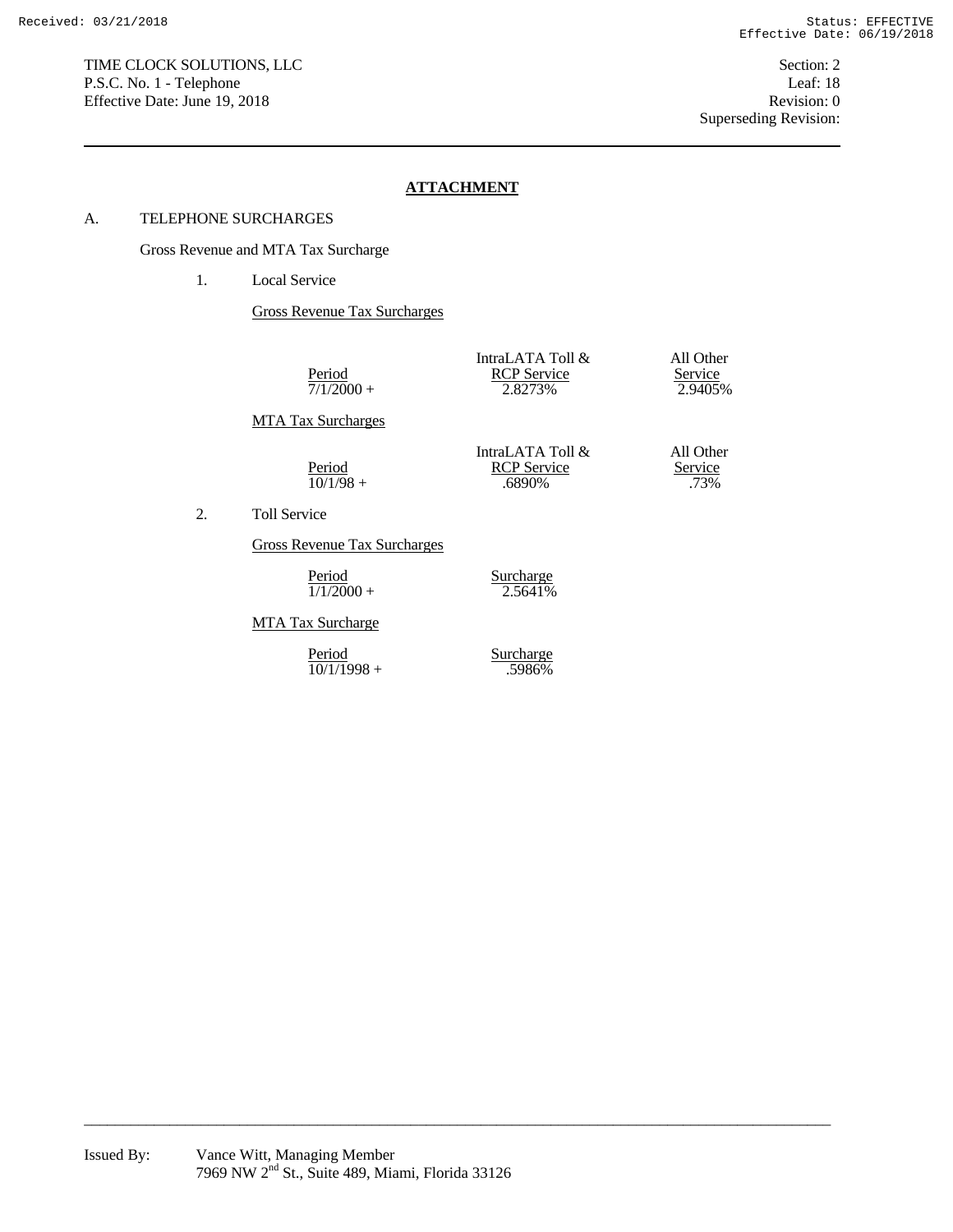TIME CLOCK SOLUTIONS, LLC
P.S.C. No. 1 - Telephone
Effective Date: June 19, 2018

Section: 2
Leaf: 18
Revision: 0
Superseding Revision:

## ATTACHMENT

A. TELEPHONE SURCHARGES

Gross Revenue and MTA Tax Surcharge

1. Local Service

Gross Revenue Tax Surcharges

| Period | IntraLATA Toll & RCP Service | All Other Service |
|---|---|---|
| 7/1/2000 + | 2.8273% | 2.9405% |

MTA Tax Surcharges

| Period | IntraLATA Toll & RCP Service | All Other Service |
|---|---|---|
| 10/1/98 + | .6890% | .73% |

2. Toll Service

Gross Revenue Tax Surcharges

| Period | Surcharge |
|---|---|
| 1/1/2000 + | 2.5641% |

MTA Tax Surcharge

| Period | Surcharge |
|---|---|
| 10/1/1998 + | .5986% |

Issued By: Vance Witt, Managing Member
7969 NW 2nd St., Suite 489, Miami, Florida 33126